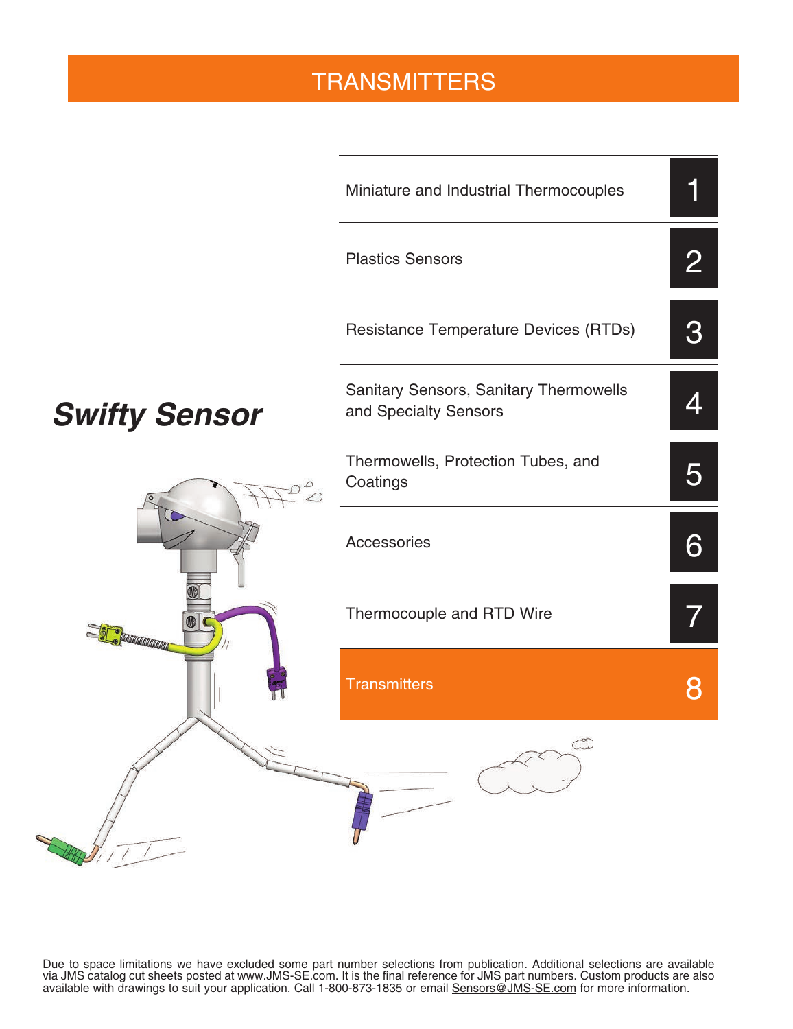# TRANSMITTERS

| Section | # |
|---|---|
| Miniature and Industrial Thermocouples | 1 |
| Plastics Sensors | 2 |
| Resistance Temperature Devices (RTDs) | 3 |
| Sanitary Sensors, Sanitary Thermowells and Specialty Sensors | 4 |
| Thermowells, Protection Tubes, and Coatings | 5 |
| Accessories | 6 |
| Thermocouple and RTD Wire | 7 |
| Transmitters | 8 |

***Swifty Sensor***

Due to space limitations we have excluded some part number selections from publication. Additional selections are available via JMS catalog cut sheets posted at www.JMS-SE.com. It is the final reference for JMS part numbers. Custom products are also available with drawings to suit your application. Call 1-800-873-1835 or email Sensors@JMS-SE.com for more information.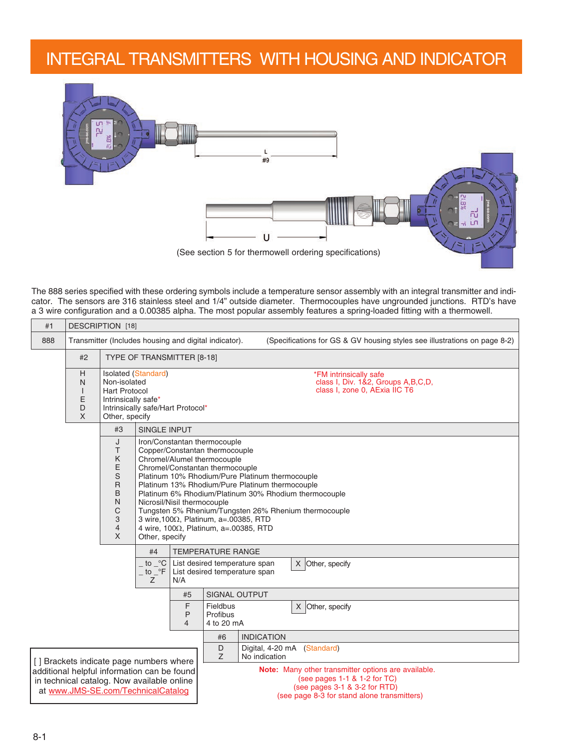# INTEGRAL TRANSMITTERS WITH HOUSING AND INDICATOR

L
#9

U

(See section 5 for thermowell ordering specifications)

The 888 series specified with these ordering symbols include a temperature sensor assembly with an integral transmitter and indicator. The sensors are 316 stainless steel and 1/4" outside diameter. Thermocouples have ungrounded junctions. RTD's have a 3 wire configuration and a 0.00385 alpha. The most popular assembly features a spring-loaded fitting with a thermowell.

| #1 | DESCRIPTION [18] |
|---|---|
| 888 | Transmitter (Includes housing and digital indicator). (Specifications for GS & GV housing styles see illustrations on page 8-2) |

| #2 | TYPE OF TRANSMITTER [8-18] |
|---|---|
| H | Isolated (Standard) |
| N | Non-isolated |
| I | Hart Protocol |
| E | Intrinsically safe* |
| D | Intrinsically safe/Hart Protocol* |
| X | Other, specify |

*FM intrinsically safe
class I, Div. 1&2, Groups A,B,C,D,
class I, zone 0, AExia IIC T6

| #3 | SINGLE INPUT |
|---|---|
| J | Iron/Constantan thermocouple |
| T | Copper/Constantan thermocouple |
| K | Chromel/Alumel thermocouple |
| E | Chromel/Constantan thermocouple |
| S | Platinum 10% Rhodium/Pure Platinum thermocouple |
| R | Platinum 13% Rhodium/Pure Platinum thermocouple |
| B | Platinum 6% Rhodium/Platinum 30% Rhodium thermocouple |
| N | Nicrosil/Nisil thermocouple |
| C | Tungsten 5% Rhenium/Tungsten 26% Rhenium thermocouple |
| 3 | 3 wire,100Ω, Platinum, a=.00385, RTD |
| 4 | 4 wire, 100Ω, Platinum, a=.00385, RTD |
| X | Other, specify |

| #4 | TEMPERATURE RANGE | | |
|---|---|---|---|
| _ to _°C | List desired temperature span | X | Other, specify |
| _ to _°F | List desired temperature span | | |
| Z | N/A | | |

| #5 | SIGNAL OUTPUT | | |
|---|---|---|---|
| F | Fieldbus | X | Other, specify |
| P | Profibus | | |
| 4 | 4 to 20 mA | | |

| #6 | INDICATION |
|---|---|
| D | Digital, 4-20 mA (Standard) |
| Z | No indication |

[ ] Brackets indicate page numbers where additional helpful information can be found in technical catalog. Now available online at www.JMS-SE.com/TechnicalCatalog

**Note:** Many other transmitter options are available.
(see pages 1-1 & 1-2 for TC)
(see pages 3-1 & 3-2 for RTD)
(see page 8-3 for stand alone transmitters)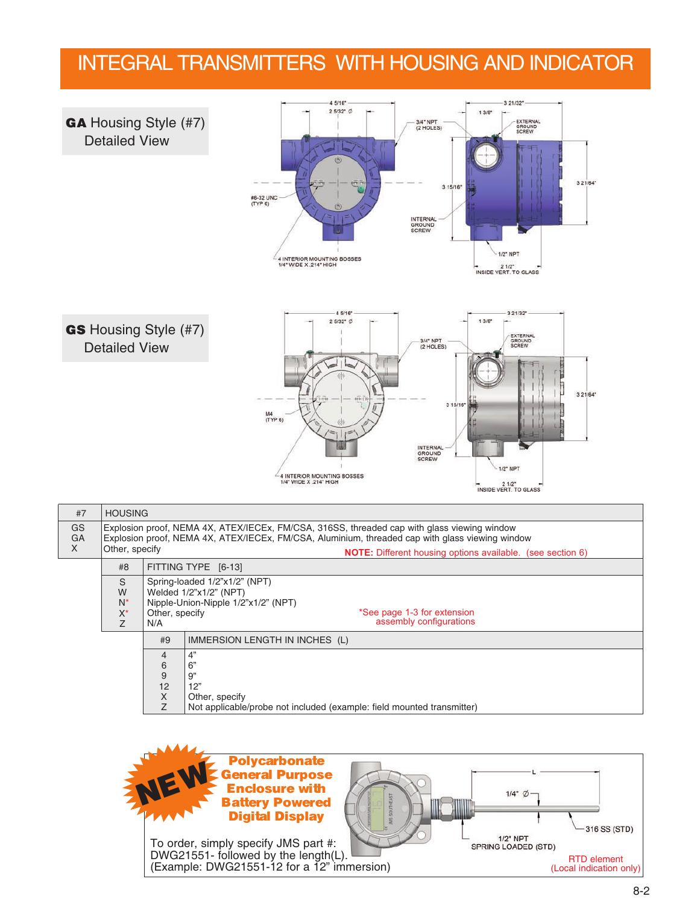# INTEGRAL TRANSMITTERS WITH HOUSING AND INDICATOR

## GA Housing Style (#7) Detailed View

## GS Housing Style (#7) Detailed View

| #7 | HOUSING |
|---|---|
| GS | Explosion proof, NEMA 4X, ATEX/IECEx, FM/CSA, 316SS, threaded cap with glass viewing window |
| GA | Explosion proof, NEMA 4X, ATEX/IECEx, FM/CSA, Aluminium, threaded cap with glass viewing window |
| X | Other, specify |

**NOTE:** Different housing options available. (see section 6)

| #8 | FITTING TYPE [6-13] |
|---|---|
| S | Spring-loaded 1/2"x1/2" (NPT) |
| W | Welded 1/2"x1/2" (NPT) |
| N* | Nipple-Union-Nipple 1/2"x1/2" (NPT) |
| X* | Other, specify |
| Z | N/A |

*See page 1-3 for extension assembly configurations

| #9 | IMMERSION LENGTH IN INCHES (L) |
|---|---|
| 4 | 4" |
| 6 | 6" |
| 9 | 9" |
| 12 | 12" |
| X | Other, specify |
| Z | Not applicable/probe not included (example: field mounted transmitter) |

**NEW**

**Polycarbonate General Purpose Enclosure with Battery Powered Digital Display**

To order, simply specify JMS part #: DWG21551- followed by the length(L). (Example: DWG21551-12 for a 12" immersion)

RTD element (Local indication only)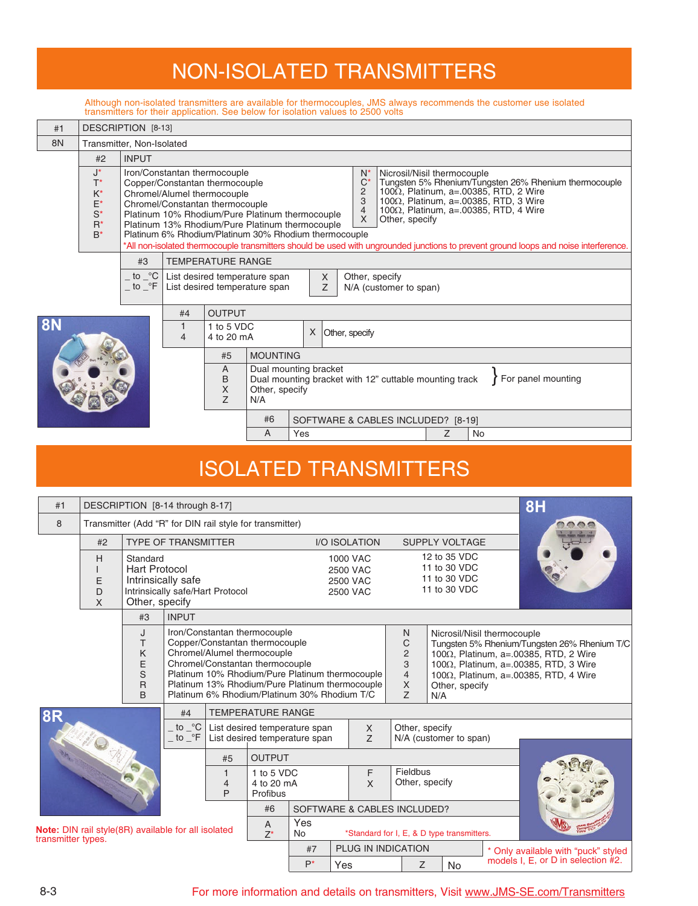# NON-ISOLATED TRANSMITTERS

Although non-isolated transmitters are available for thermocouples, JMS always recommends the customer use isolated transmitters for their application. See below for isolation values to 2500 volts

| #1 | DESCRIPTION [8-13] |
|---|---|
| 8N | Transmitter, Non-Isolated |

**#2 INPUT**

| Code | Input | Code | Input |
|---|---|---|---|
| J* | Iron/Constantan thermocouple | N* | Nicrosil/Nisil thermocouple |
| T* | Copper/Constantan thermocouple | C* | Tungsten 5% Rhenium/Tungsten 26% Rhenium thermocouple |
| K* | Chromel/Alumel thermocouple | 2 | 100Ω, Platinum, a=.00385, RTD, 2 Wire |
| E* | Chromel/Constantan thermocouple | 3 | 100Ω, Platinum, a=.00385, RTD, 3 Wire |
| S* | Platinum 10% Rhodium/Pure Platinum thermocouple | 4 | 100Ω, Platinum, a=.00385, RTD, 4 Wire |
| R* | Platinum 13% Rhodium/Pure Platinum thermocouple | X | Other, specify |
| B* | Platinum 6% Rhodium/Platinum 30% Rhodium thermocouple | | |

*All non-isolated thermocouple transmitters should be used with ungrounded junctions to prevent ground loops and noise interference.

**#3 TEMPERATURE RANGE**

| Code | Description | Code | Description |
|---|---|---|---|
| _ to _°C | List desired temperature span | X | Other, specify |
| _ to _°F | List desired temperature span | Z | N/A (customer to span) |

**#4 OUTPUT**

| Code | Description | Code | Description |
|---|---|---|---|
| 1 | 1 to 5 VDC | X | Other, specify |
| 4 | 4 to 20 mA | | |

**#5 MOUNTING**

| Code | Description |
|---|---|
| A | Dual mounting bracket } For panel mounting |
| B | Dual mounting bracket with 12" cuttable mounting track } For panel mounting |
| X | Other, specify |
| Z | N/A |

**#6 SOFTWARE & CABLES INCLUDED? [8-19]**

| Code | Description | Code | Description |
|---|---|---|---|
| A | Yes | Z | No |

8N

# ISOLATED TRANSMITTERS

| #1 | DESCRIPTION [8-14 through 8-17] |
|---|---|
| 8 | Transmitter (Add "R" for DIN rail style for transmitter) |

**#2 TYPE OF TRANSMITTER**

| Code | Type of Transmitter | I/O Isolation | Supply Voltage |
|---|---|---|---|
| H | Standard | 1000 VAC | 12 to 35 VDC |
| I | Hart Protocol | 2500 VAC | 11 to 30 VDC |
| E | Intrinsically safe | 2500 VAC | 11 to 30 VDC |
| D | Intrinsically safe/Hart Protocol | 2500 VAC | 11 to 30 VDC |
| X | Other, specify | | |

8H

**#3 INPUT**

| Code | Input | Code | Input |
|---|---|---|---|
| J | Iron/Constantan thermocouple | N | Nicrosil/Nisil thermocouple |
| T | Copper/Constantan thermocouple | C | Tungsten 5% Rhenium/Tungsten 26% Rhenium T/C |
| K | Chromel/Alumel thermocouple | 2 | 100Ω, Platinum, a=.00385, RTD, 2 Wire |
| E | Chromel/Constantan thermocouple | 3 | 100Ω, Platinum, a=.00385, RTD, 3 Wire |
| S | Platinum 10% Rhodium/Pure Platinum thermocouple | 4 | 100Ω, Platinum, a=.00385, RTD, 4 Wire |
| R | Platinum 13% Rhodium/Pure Platinum thermocouple | X | Other, specify |
| B | Platinum 6% Rhodium/Platinum 30% Rhodium T/C | Z | N/A |

**#4 TEMPERATURE RANGE**

| Code | Description | Code | Description |
|---|---|---|---|
| _ to _°C | List desired temperature span | X | Other, specify |
| _ to _°F | List desired temperature span | Z | N/A (customer to span) |

**#5 OUTPUT**

| Code | Description | Code | Description |
|---|---|---|---|
| 1 | 1 to 5 VDC | F | Fieldbus |
| 4 | 4 to 20 mA | X | Other, specify |
| P | Profibus | | |

**#6 SOFTWARE & CABLES INCLUDED?**

| Code | Description |
|---|---|
| A | Yes |
| Z* | No |

*Standard for I, E, & D type transmitters.

**#7 PLUG IN INDICATION**

| Code | Description | Code | Description |
|---|---|---|---|
| P* | Yes | Z | No |

* Only available with "puck" styled models I, E, or D in selection #2.

8R

**Note:** DIN rail style(8R) available for all isolated transmitter types.

For more information and details on transmitters, Visit www.JMS-SE.com/Transmitters